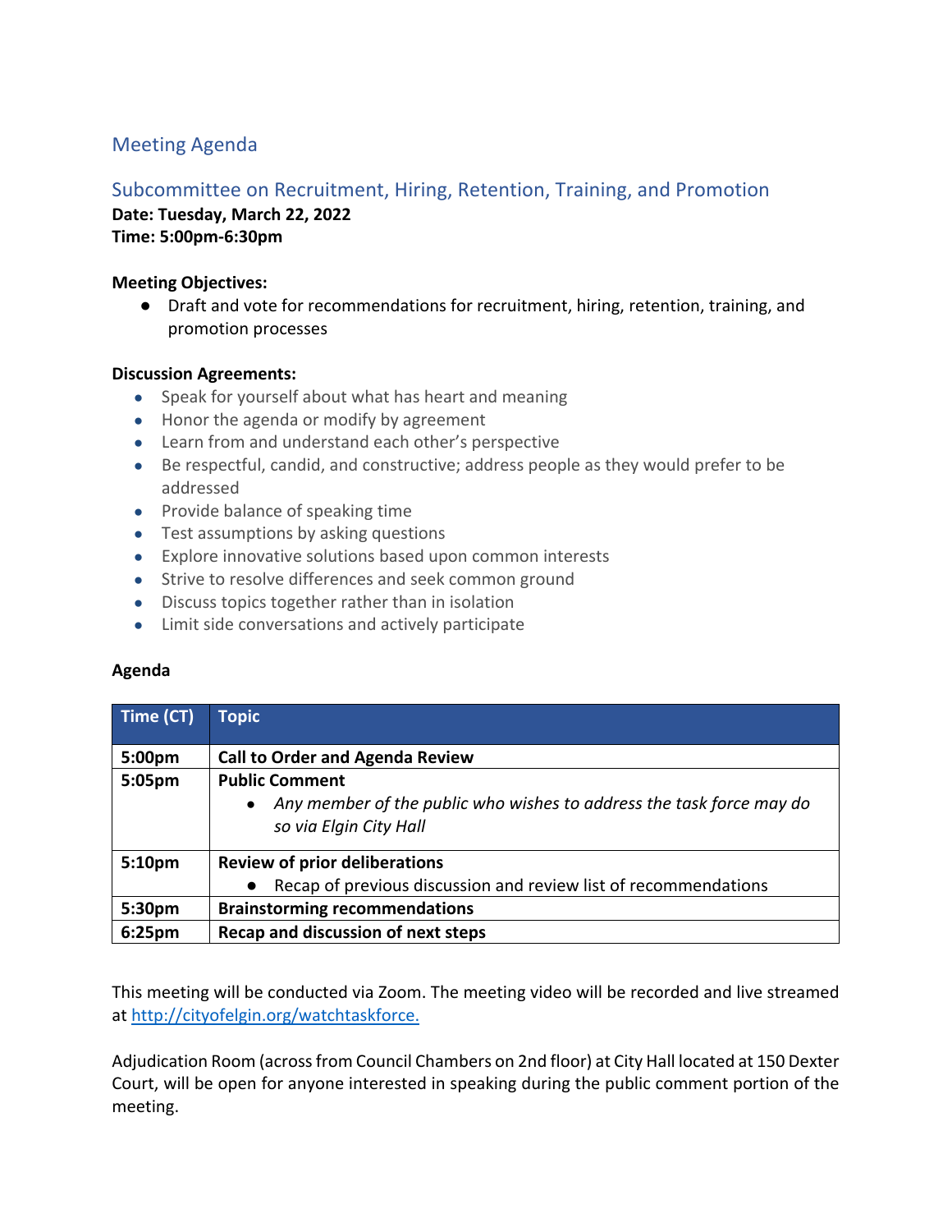# Meeting Agenda

## Subcommittee on Recruitment, Hiring, Retention, Training, and Promotion

**Date: Tuesday, March 22, 2022**
**Time: 5:00pm-6:30pm**

**Meeting Objectives:**

- Draft and vote for recommendations for recruitment, hiring, retention, training, and promotion processes

**Discussion Agreements:**

- Speak for yourself about what has heart and meaning
- Honor the agenda or modify by agreement
- Learn from and understand each other's perspective
- Be respectful, candid, and constructive; address people as they would prefer to be addressed
- Provide balance of speaking time
- Test assumptions by asking questions
- Explore innovative solutions based upon common interests
- Strive to resolve differences and seek common ground
- Discuss topics together rather than in isolation
- Limit side conversations and actively participate

**Agenda**

| Time (CT) | Topic |
|---|---|
| **5:00pm** | **Call to Order and Agenda Review** |
| **5:05pm** | **Public Comment** <br> • *Any member of the public who wishes to address the task force may do so via Elgin City Hall* |
| **5:10pm** | **Review of prior deliberations** <br> • Recap of previous discussion and review list of recommendations |
| **5:30pm** | **Brainstorming recommendations** |
| **6:25pm** | **Recap and discussion of next steps** |

This meeting will be conducted via Zoom. The meeting video will be recorded and live streamed at [http://cityofelgin.org/watchtaskforce.](http://cityofelgin.org/watchtaskforce)

Adjudication Room (across from Council Chambers on 2nd floor) at City Hall located at 150 Dexter Court, will be open for anyone interested in speaking during the public comment portion of the meeting.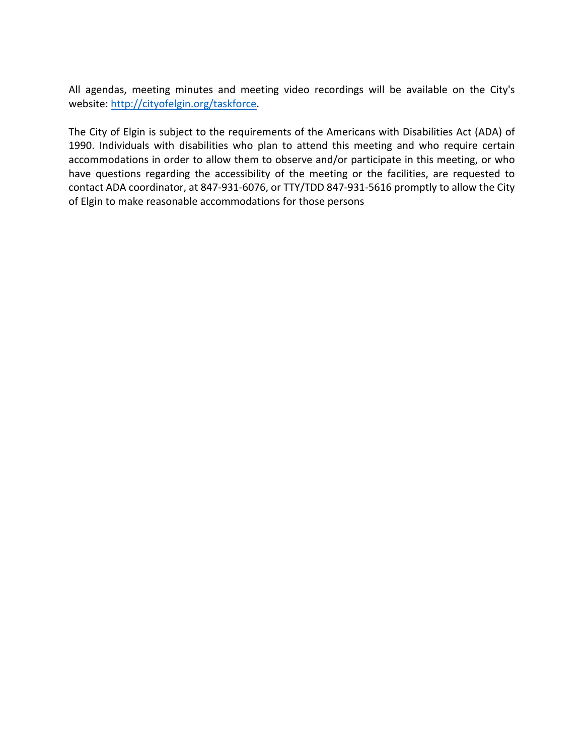All agendas, meeting minutes and meeting video recordings will be available on the City's website: [http://cityofelgin.org/taskforce](http://cityofelgin.org/taskforce).

The City of Elgin is subject to the requirements of the Americans with Disabilities Act (ADA) of 1990. Individuals with disabilities who plan to attend this meeting and who require certain accommodations in order to allow them to observe and/or participate in this meeting, or who have questions regarding the accessibility of the meeting or the facilities, are requested to contact ADA coordinator, at 847-931-6076, or TTY/TDD 847-931-5616 promptly to allow the City of Elgin to make reasonable accommodations for those persons